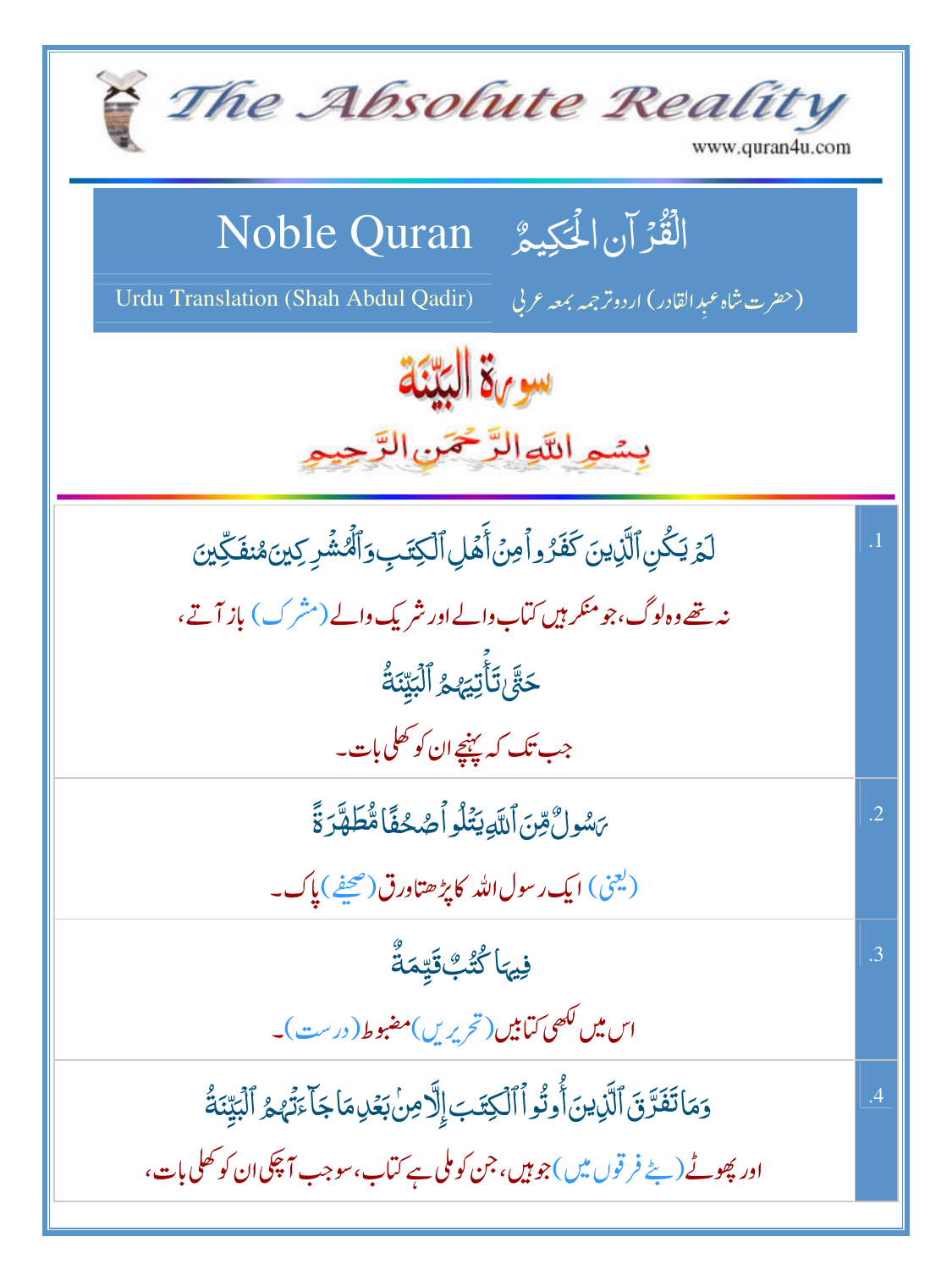# The Absolute Reality

www.quran4u.com

## Noble Quran — الْقُرْآنُ الْحَكِيمُ

Urdu Translation (Shah Abdul Qadir) — (حضرت شاہ عبدالقادر) اردو ترجمہ بمعہ عربی

## سورة البيّنة

بِسْمِ اللَّهِ الرَّحْمَنِ الرَّحِيمِ

| | |
|---|---|
| .1 | لَمْ يَكُنِ ٱلَّذِينَ كَفَرُوا۟ مِنْ أَهْلِ ٱلْكِتَٰبِ وَٱلْمُشْرِكِينَ مُنفَكِّينَ<br>نہ تھے وہ لوگ، جو منکر ہیں کتاب والے اور شریک والے (مشرک) باز آتے،<br>حَتَّىٰ تَأْتِيَهُمُ ٱلْبَيِّنَةُ<br>جب تک کہ پہنچے ان کو کھلی بات۔ |
| .2 | رَسُولٌ مِّنَ ٱللَّهِ يَتْلُوا۟ صُحُفًا مُّطَهَّرَةً<br>(یعنی) ایک رسول اللہ کا پڑھتا ورق (صحیفے) پاک۔ |
| .3 | فِيهَا كُتُبٌ قَيِّمَةٌ<br>اس میں لکھی کتابیں (تحریریں) مضبوط (درست)۔ |
| .4 | وَمَا تَفَرَّقَ ٱلَّذِينَ أُوتُوا۟ ٱلْكِتَٰبَ إِلَّا مِنۢ بَعْدِ مَا جَآءَتْهُمُ ٱلْبَيِّنَةُ<br>اور پھوٹے (بٹے فرقوں میں) جو ہیں، جن کو ملی ہے کتاب، سو جب آچکی ان کو کھلی بات، |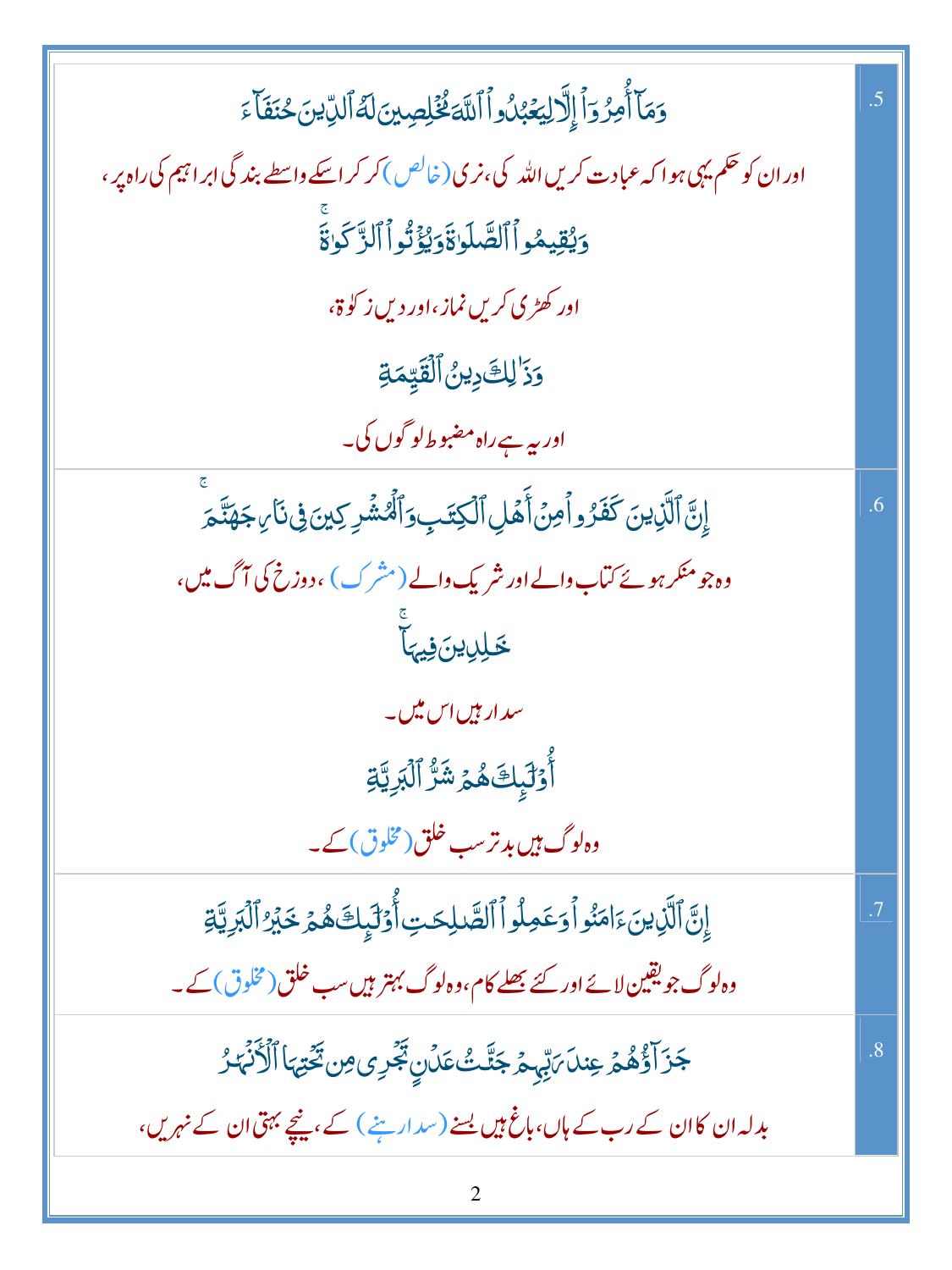| | |
|---|---|
| .5 | وَمَآ أُمِرُوٓا۟ إِلَّا لِيَعْبُدُوا۟ ٱللَّهَ مُخْلِصِينَ لَهُ ٱلدِّينَ حُنَفَآءَ<br>اور ان کو حکم یہی ہوا کہ عبادت کریں اللہ کی، نری (خالص) کر کر اسکے واسطے بندگی ابراہیم کی راہ پر،<br>وَيُقِيمُوا۟ ٱلصَّلَوٰةَ وَيُؤْتُوا۟ ٱلزَّكَوٰةَ ۚ<br>اور کھڑی کریں نماز، اور دیں زکوٰۃ،<br>وَذَٰلِكَ دِينُ ٱلْقَيِّمَةِ<br>اور یہ ہے راہ مضبوط لوگوں کی۔ |
| .6 | إِنَّ ٱلَّذِينَ كَفَرُوا۟ مِنْ أَهْلِ ٱلْكِتَٰبِ وَٱلْمُشْرِكِينَ فِى نَارِ جَهَنَّمَ<br>وہ جو منکر ہوئے کتاب والے اور شریک والے (مشرک)، دوزخ کی آگ میں،<br>خَٰلِدِينَ فِيهَآ ۚ<br>سدا رہیں اس میں۔<br>أُو۟لَٰٓئِكَ هُمْ شَرُّ ٱلْبَرِيَّةِ<br>وہ لوگ ہیں بدتر سب خلق (مخلوق) کے۔ |
| .7 | إِنَّ ٱلَّذِينَ ءَامَنُوا۟ وَعَمِلُوا۟ ٱلصَّٰلِحَٰتِ أُو۟لَٰٓئِكَ هُمْ خَيْرُ ٱلْبَرِيَّةِ<br>وہ لوگ جو یقین لائے اور کئے بھلے کام، وہ لوگ بہتر ہیں سب خلق (مخلوق) کے۔ |
| .8 | جَزَآؤُهُمْ عِندَ رَبِّهِمْ جَنَّٰتُ عَدْنٍ تَجْرِى مِن تَحْتِهَا ٱلْأَنْهَٰرُ<br>بدلہ ان کا ان کے رب کے ہاں، باغ ہیں بسنے (سدا رہنے) کے، نیچے بہتی ان کے نہریں، |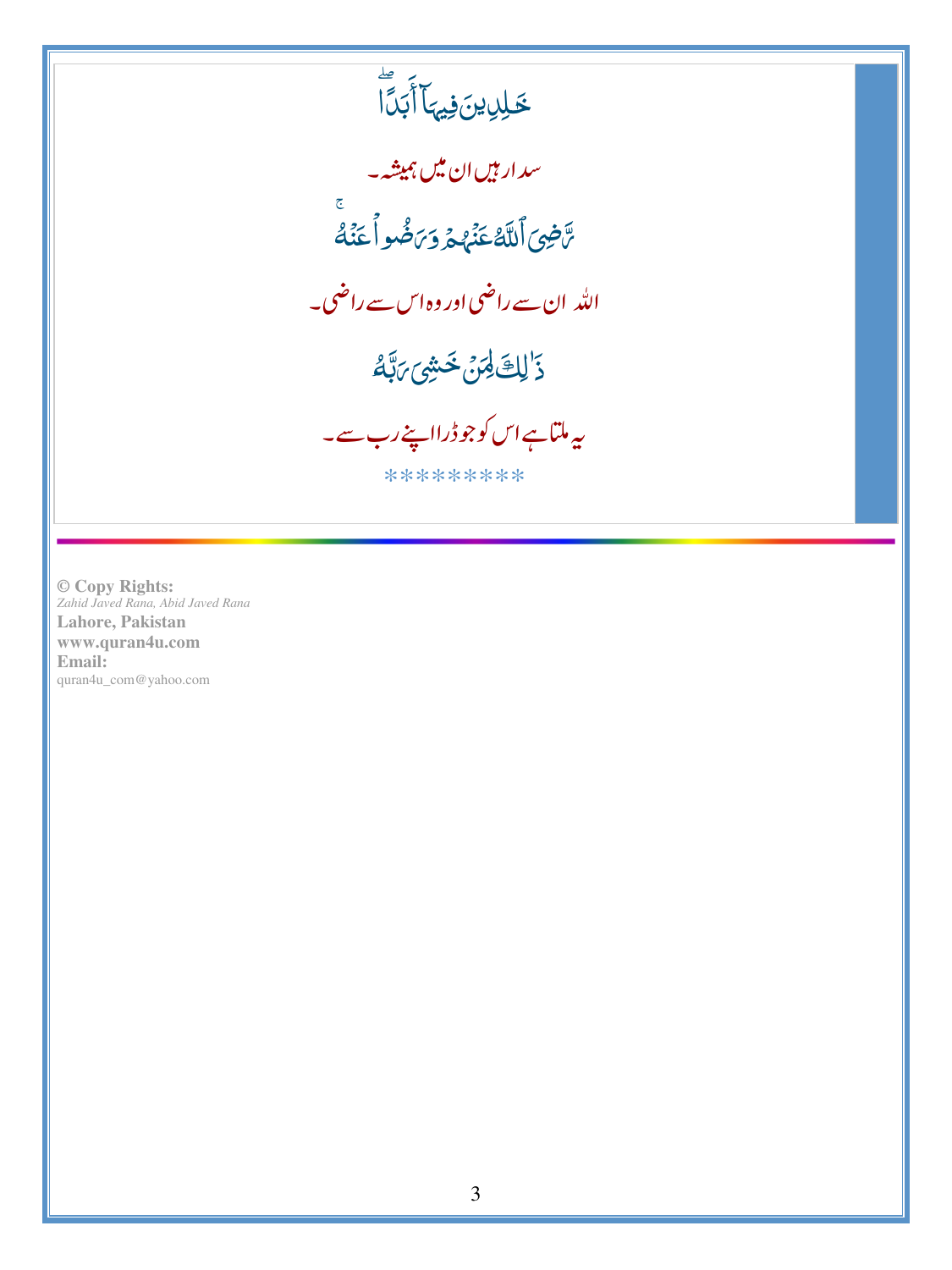خَٰلِدِينَ فِيهَآ أَبَدًاۖ

سدا رہیں ان میں ہمیشہ۔

رَّضِيَ ٱللَّهُ عَنۡهُمۡ وَرَضُواْ عَنۡهُۚ

اللہ ان سے راضی اور وہ اس سے راضی۔

ذَٰلِكَ لِمَنۡ خَشِيَ رَبَّهُۥ

یہ ملتا ہے اس کو جو ڈرا اپنے رب سے۔

*********

**© Copy Rights:**
*Zahid Javed Rana, Abid Javed Rana*
**Lahore, Pakistan**
**www.quran4u.com**
**Email:**
quran4u_com@yahoo.com